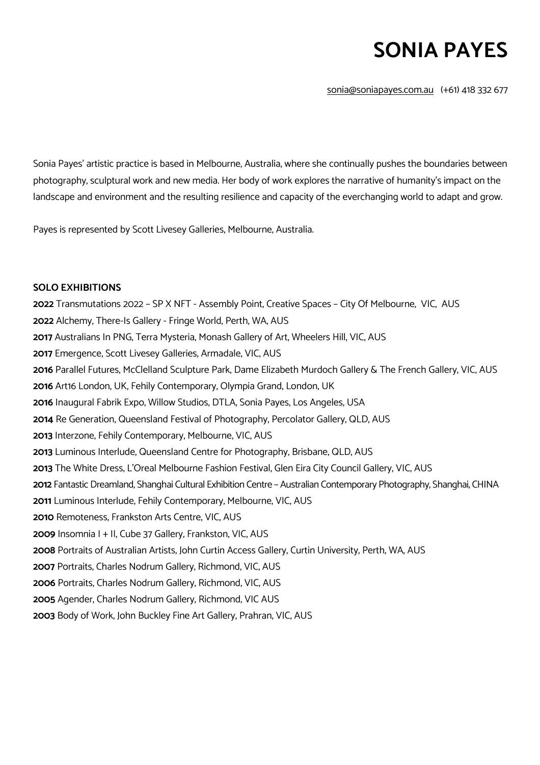# SONIA PAYES

sonia@soniapayes.com.au (+61) 418 332 677

Sonia Payes' artistic practice is based in Melbourne, Australia, where she continually pushes the boundaries between photography, sculptural work and new media. Her body of work explores the narrative of humanity's impact on the landscape and environment and the resulting resilience and capacity of the everchanging world to adapt and grow.

Payes is represented by Scott Livesey Galleries, Melbourne, Australia.

## SOLO EXHIBITIONS

**2022** Transmutations 2022 – SP X NFT - Assembly Point, Creative Spaces – City Of Melbourne, VIC, AUS
**2022** Alchemy, There-Is Gallery - Fringe World, Perth, WA, AUS
**2017** Australians In PNG, Terra Mysteria, Monash Gallery of Art, Wheelers Hill, VIC, AUS
**2017** Emergence, Scott Livesey Galleries, Armadale, VIC, AUS
**2016** Parallel Futures, McClelland Sculpture Park, Dame Elizabeth Murdoch Gallery & The French Gallery, VIC, AUS
**2016** Art16 London, UK, Fehily Contemporary, Olympia Grand, London, UK
**2016** Inaugural Fabrik Expo, Willow Studios, DTLA, Sonia Payes, Los Angeles, USA
**2014** Re Generation, Queensland Festival of Photography, Percolator Gallery, QLD, AUS
**2013** Interzone, Fehily Contemporary, Melbourne, VIC, AUS
**2013** Luminous Interlude, Queensland Centre for Photography, Brisbane, QLD, AUS
**2013** The White Dress, L'Oreal Melbourne Fashion Festival, Glen Eira City Council Gallery, VIC, AUS
**2012** Fantastic Dreamland, Shanghai Cultural Exhibition Centre – Australian Contemporary Photography, Shanghai, CHINA
**2011** Luminous Interlude, Fehily Contemporary, Melbourne, VIC, AUS
**2010** Remoteness, Frankston Arts Centre, VIC, AUS
**2009** Insomnia I + II, Cube 37 Gallery, Frankston, VIC, AUS
**2008** Portraits of Australian Artists, John Curtin Access Gallery, Curtin University, Perth, WA, AUS
**2007** Portraits, Charles Nodrum Gallery, Richmond, VIC, AUS
**2006** Portraits, Charles Nodrum Gallery, Richmond, VIC, AUS
**2005** Agender, Charles Nodrum Gallery, Richmond, VIC AUS
**2003** Body of Work, John Buckley Fine Art Gallery, Prahran, VIC, AUS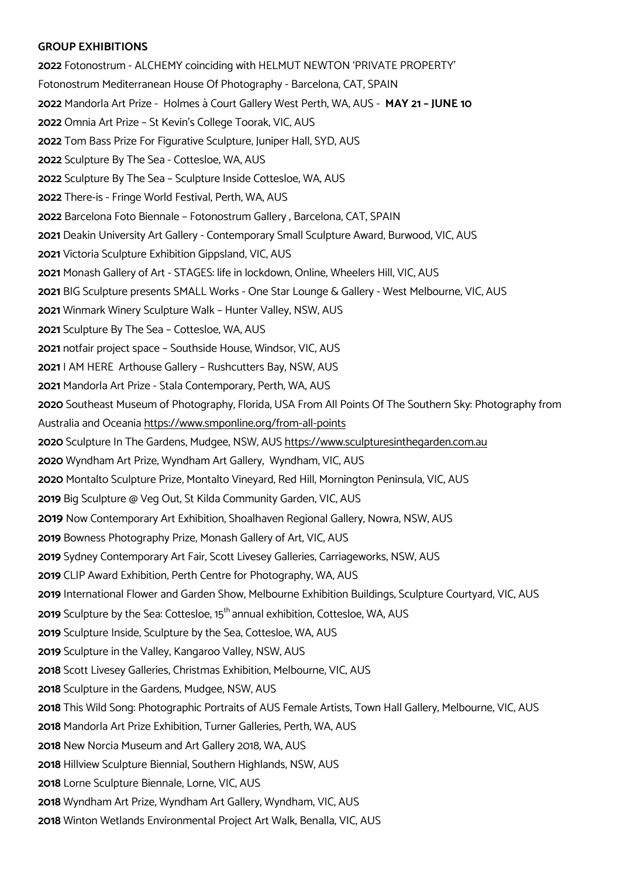**GROUP EXHIBITIONS**

**2022** Fotonostrum - ALCHEMY coinciding with HELMUT NEWTON 'PRIVATE PROPERTY'
Fotonostrum Mediterranean House Of Photography - Barcelona, CAT, SPAIN

**2022** Mandorla Art Prize - Holmes à Court Gallery West Perth, WA, AUS - **MAY 21 – JUNE 10**

**2022** Omnia Art Prize – St Kevin's College Toorak, VIC, AUS

**2022** Tom Bass Prize For Figurative Sculpture, Juniper Hall, SYD, AUS

**2022** Sculpture By The Sea - Cottesloe, WA, AUS

**2022** Sculpture By The Sea – Sculpture Inside Cottesloe, WA, AUS

**2022** There-is - Fringe World Festival, Perth, WA, AUS

**2022** Barcelona Foto Biennale – Fotonostrum Gallery , Barcelona, CAT, SPAIN

**2021** Deakin University Art Gallery - Contemporary Small Sculpture Award, Burwood, VIC, AUS

**2021** Victoria Sculpture Exhibition Gippsland, VIC, AUS

**2021** Monash Gallery of Art - STAGES: life in lockdown, Online, Wheelers Hill, VIC, AUS

**2021** BIG Sculpture presents SMALL Works - One Star Lounge & Gallery - West Melbourne, VIC, AUS

**2021** Winmark Winery Sculpture Walk – Hunter Valley, NSW, AUS

**2021** Sculpture By The Sea – Cottesloe, WA, AUS

**2021** notfair project space – Southside House, Windsor, VIC, AUS

**2021** I AM HERE Arthouse Gallery – Rushcutters Bay, NSW, AUS

**2021** Mandorla Art Prize - Stala Contemporary, Perth, WA, AUS

**2020** Southeast Museum of Photography, Florida, USA From All Points Of The Southern Sky: Photography from Australia and Oceania https://www.smponline.org/from-all-points

**2020** Sculpture In The Gardens, Mudgee, NSW, AUS https://www.sculpturesinthegarden.com.au

**2020** Wyndham Art Prize, Wyndham Art Gallery, Wyndham, VIC, AUS

**2020** Montalto Sculpture Prize, Montalto Vineyard, Red Hill, Mornington Peninsula, VIC, AUS

**2019** Big Sculpture @ Veg Out, St Kilda Community Garden, VIC, AUS

**2019** Now Contemporary Art Exhibition, Shoalhaven Regional Gallery, Nowra, NSW, AUS

**2019** Bowness Photography Prize, Monash Gallery of Art, VIC, AUS

**2019** Sydney Contemporary Art Fair, Scott Livesey Galleries, Carriageworks, NSW, AUS

**2019** CLIP Award Exhibition, Perth Centre for Photography, WA, AUS

**2019** International Flower and Garden Show, Melbourne Exhibition Buildings, Sculpture Courtyard, VIC, AUS

**2019** Sculpture by the Sea: Cottesloe, 15th annual exhibition, Cottesloe, WA, AUS

**2019** Sculpture Inside, Sculpture by the Sea, Cottesloe, WA, AUS

**2019** Sculpture in the Valley, Kangaroo Valley, NSW, AUS

**2018** Scott Livesey Galleries, Christmas Exhibition, Melbourne, VIC, AUS

**2018** Sculpture in the Gardens, Mudgee, NSW, AUS

**2018** This Wild Song: Photographic Portraits of AUS Female Artists, Town Hall Gallery, Melbourne, VIC, AUS

**2018** Mandorla Art Prize Exhibition, Turner Galleries, Perth, WA, AUS

**2018** New Norcia Museum and Art Gallery 2018, WA, AUS

**2018** Hillview Sculpture Biennial, Southern Highlands, NSW, AUS

**2018** Lorne Sculpture Biennale, Lorne, VIC, AUS

**2018** Wyndham Art Prize, Wyndham Art Gallery, Wyndham, VIC, AUS

**2018** Winton Wetlands Environmental Project Art Walk, Benalla, VIC, AUS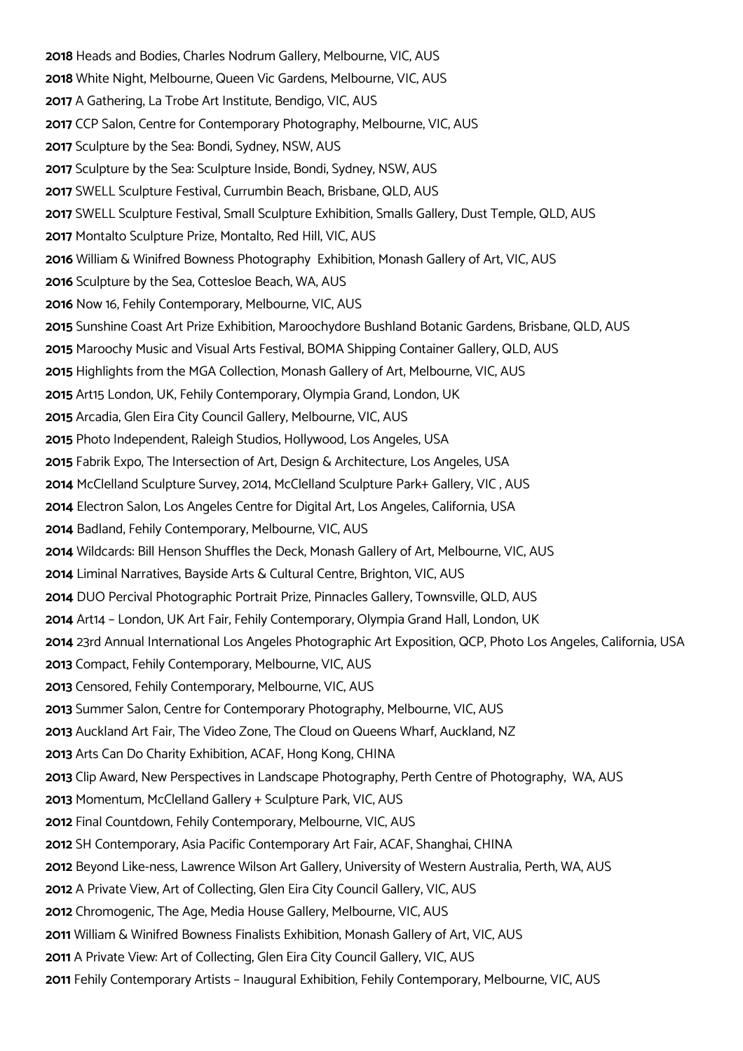**2018** Heads and Bodies, Charles Nodrum Gallery, Melbourne, VIC, AUS

**2018** White Night, Melbourne, Queen Vic Gardens, Melbourne, VIC, AUS

**2017** A Gathering, La Trobe Art Institute, Bendigo, VIC, AUS

**2017** CCP Salon, Centre for Contemporary Photography, Melbourne, VIC, AUS

**2017** Sculpture by the Sea: Bondi, Sydney, NSW, AUS

**2017** Sculpture by the Sea: Sculpture Inside, Bondi, Sydney, NSW, AUS

**2017** SWELL Sculpture Festival, Currumbin Beach, Brisbane, QLD, AUS

**2017** SWELL Sculpture Festival, Small Sculpture Exhibition, Smalls Gallery, Dust Temple, QLD, AUS

**2017** Montalto Sculpture Prize, Montalto, Red Hill, VIC, AUS

**2016** William & Winifred Bowness Photography Exhibition, Monash Gallery of Art, VIC, AUS

**2016** Sculpture by the Sea, Cottesloe Beach, WA, AUS

**2016** Now 16, Fehily Contemporary, Melbourne, VIC, AUS

**2015** Sunshine Coast Art Prize Exhibition, Maroochydore Bushland Botanic Gardens, Brisbane, QLD, AUS

**2015** Maroochy Music and Visual Arts Festival, BOMA Shipping Container Gallery, QLD, AUS

**2015** Highlights from the MGA Collection, Monash Gallery of Art, Melbourne, VIC, AUS

**2015** Art15 London, UK, Fehily Contemporary, Olympia Grand, London, UK

**2015** Arcadia, Glen Eira City Council Gallery, Melbourne, VIC, AUS

**2015** Photo Independent, Raleigh Studios, Hollywood, Los Angeles, USA

**2015** Fabrik Expo, The Intersection of Art, Design & Architecture, Los Angeles, USA

**2014** McClelland Sculpture Survey, 2014, McClelland Sculpture Park+ Gallery, VIC , AUS

**2014** Electron Salon, Los Angeles Centre for Digital Art, Los Angeles, California, USA

**2014** Badland, Fehily Contemporary, Melbourne, VIC, AUS

**2014** Wildcards: Bill Henson Shuffles the Deck, Monash Gallery of Art, Melbourne, VIC, AUS

**2014** Liminal Narratives, Bayside Arts & Cultural Centre, Brighton, VIC, AUS

**2014** DUO Percival Photographic Portrait Prize, Pinnacles Gallery, Townsville, QLD, AUS

**2014** Art14 – London, UK Art Fair, Fehily Contemporary, Olympia Grand Hall, London, UK

**2014** 23rd Annual International Los Angeles Photographic Art Exposition, QCP, Photo Los Angeles, California, USA

**2013** Compact, Fehily Contemporary, Melbourne, VIC, AUS

**2013** Censored, Fehily Contemporary, Melbourne, VIC, AUS

**2013** Summer Salon, Centre for Contemporary Photography, Melbourne, VIC, AUS

**2013** Auckland Art Fair, The Video Zone, The Cloud on Queens Wharf, Auckland, NZ

**2013** Arts Can Do Charity Exhibition, ACAF, Hong Kong, CHINA

**2013** Clip Award, New Perspectives in Landscape Photography, Perth Centre of Photography, WA, AUS

**2013** Momentum, McClelland Gallery + Sculpture Park, VIC, AUS

**2012** Final Countdown, Fehily Contemporary, Melbourne, VIC, AUS

**2012** SH Contemporary, Asia Pacific Contemporary Art Fair, ACAF, Shanghai, CHINA

**2012** Beyond Like-ness, Lawrence Wilson Art Gallery, University of Western Australia, Perth, WA, AUS

**2012** A Private View, Art of Collecting, Glen Eira City Council Gallery, VIC, AUS

**2012** Chromogenic, The Age, Media House Gallery, Melbourne, VIC, AUS

**2011** William & Winifred Bowness Finalists Exhibition, Monash Gallery of Art, VIC, AUS

**2011** A Private View: Art of Collecting, Glen Eira City Council Gallery, VIC, AUS

**2011** Fehily Contemporary Artists – Inaugural Exhibition, Fehily Contemporary, Melbourne, VIC, AUS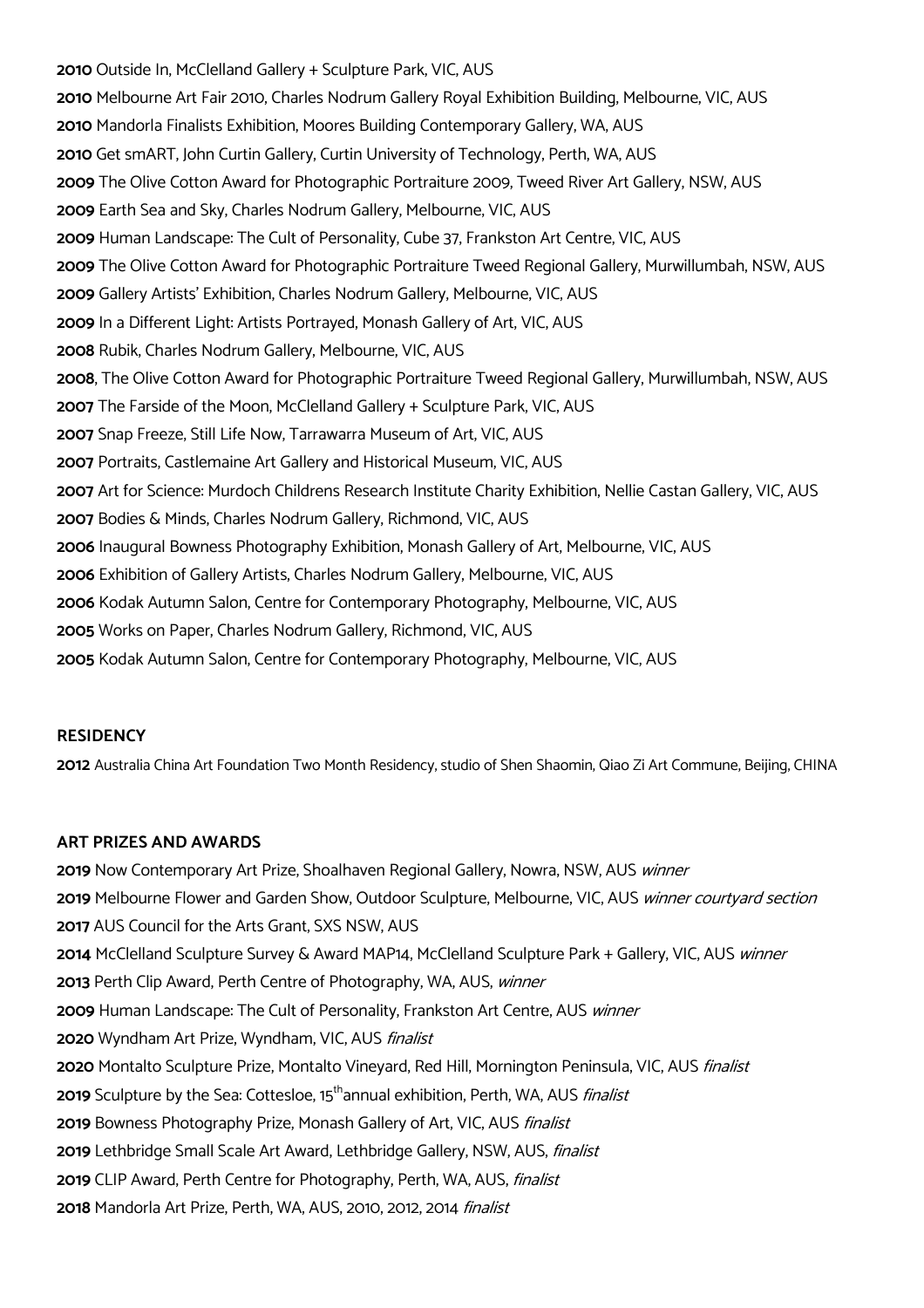**2010** Outside In, McClelland Gallery + Sculpture Park, VIC, AUS

**2010** Melbourne Art Fair 2010, Charles Nodrum Gallery Royal Exhibition Building, Melbourne, VIC, AUS

**2010** Mandorla Finalists Exhibition, Moores Building Contemporary Gallery, WA, AUS

**2010** Get smART, John Curtin Gallery, Curtin University of Technology, Perth, WA, AUS

**2009** The Olive Cotton Award for Photographic Portraiture 2009, Tweed River Art Gallery, NSW, AUS

**2009** Earth Sea and Sky, Charles Nodrum Gallery, Melbourne, VIC, AUS

**2009** Human Landscape: The Cult of Personality, Cube 37, Frankston Art Centre, VIC, AUS

**2009** The Olive Cotton Award for Photographic Portraiture Tweed Regional Gallery, Murwillumbah, NSW, AUS

**2009** Gallery Artists' Exhibition, Charles Nodrum Gallery, Melbourne, VIC, AUS

**2009** In a Different Light: Artists Portrayed, Monash Gallery of Art, VIC, AUS

**2008** Rubik, Charles Nodrum Gallery, Melbourne, VIC, AUS

**2008**, The Olive Cotton Award for Photographic Portraiture Tweed Regional Gallery, Murwillumbah, NSW, AUS

**2007** The Farside of the Moon, McClelland Gallery + Sculpture Park, VIC, AUS

**2007** Snap Freeze, Still Life Now, Tarrawarra Museum of Art, VIC, AUS

**2007** Portraits, Castlemaine Art Gallery and Historical Museum, VIC, AUS

**2007** Art for Science: Murdoch Childrens Research Institute Charity Exhibition, Nellie Castan Gallery, VIC, AUS

**2007** Bodies & Minds, Charles Nodrum Gallery, Richmond, VIC, AUS

**2006** Inaugural Bowness Photography Exhibition, Monash Gallery of Art, Melbourne, VIC, AUS

**2006** Exhibition of Gallery Artists, Charles Nodrum Gallery, Melbourne, VIC, AUS

**2006** Kodak Autumn Salon, Centre for Contemporary Photography, Melbourne, VIC, AUS

**2005** Works on Paper, Charles Nodrum Gallery, Richmond, VIC, AUS

**2005** Kodak Autumn Salon, Centre for Contemporary Photography, Melbourne, VIC, AUS

**RESIDENCY**

**2012** Australia China Art Foundation Two Month Residency, studio of Shen Shaomin, Qiao Zi Art Commune, Beijing, CHINA

**ART PRIZES AND AWARDS**

**2019** Now Contemporary Art Prize, Shoalhaven Regional Gallery, Nowra, NSW, AUS *winner*

**2019** Melbourne Flower and Garden Show, Outdoor Sculpture, Melbourne, VIC, AUS *winner courtyard section*

**2017** AUS Council for the Arts Grant, SXS NSW, AUS

**2014** McClelland Sculpture Survey & Award MAP14, McClelland Sculpture Park + Gallery, VIC, AUS *winner*

**2013** Perth Clip Award, Perth Centre of Photography, WA, AUS, *winner*

**2009** Human Landscape: The Cult of Personality, Frankston Art Centre, AUS *winner*

**2020** Wyndham Art Prize, Wyndham, VIC, AUS *finalist*

**2020** Montalto Sculpture Prize, Montalto Vineyard, Red Hill, Mornington Peninsula, VIC, AUS *finalist*

**2019** Sculpture by the Sea: Cottesloe, 15th annual exhibition, Perth, WA, AUS *finalist*

**2019** Bowness Photography Prize, Monash Gallery of Art, VIC, AUS *finalist*

**2019** Lethbridge Small Scale Art Award, Lethbridge Gallery, NSW, AUS, *finalist*

**2019** CLIP Award, Perth Centre for Photography, Perth, WA, AUS, *finalist*

**2018** Mandorla Art Prize, Perth, WA, AUS, 2010, 2012, 2014 *finalist*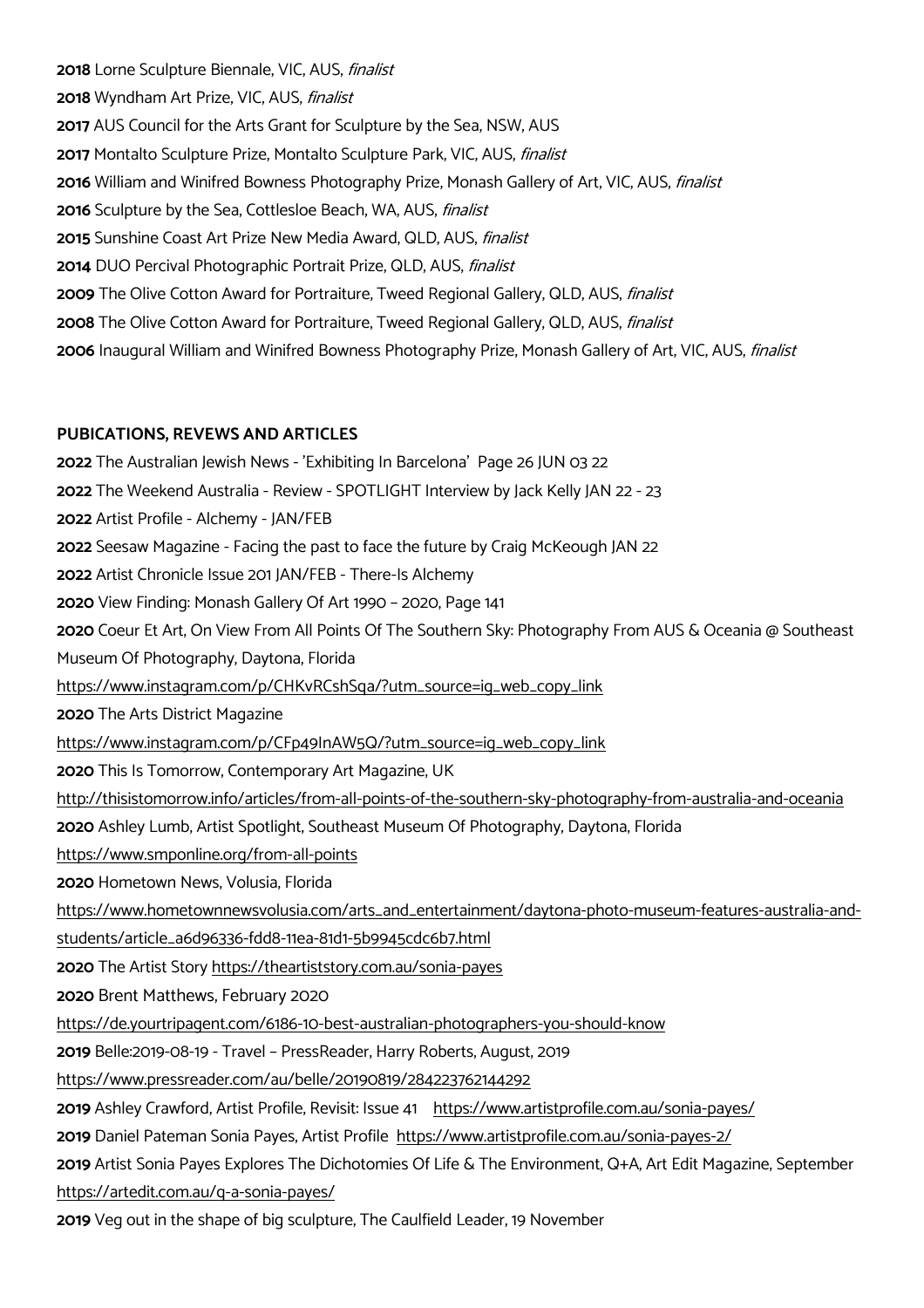**2018** Lorne Sculpture Biennale, VIC, AUS, *finalist*

**2018** Wyndham Art Prize, VIC, AUS, *finalist*

**2017** AUS Council for the Arts Grant for Sculpture by the Sea, NSW, AUS

**2017** Montalto Sculpture Prize, Montalto Sculpture Park, VIC, AUS, *finalist*

**2016** William and Winifred Bowness Photography Prize, Monash Gallery of Art, VIC, AUS, *finalist*

**2016** Sculpture by the Sea, Cottesloe Beach, WA, AUS, *finalist*

**2015** Sunshine Coast Art Prize New Media Award, QLD, AUS, *finalist*

**2014** DUO Percival Photographic Portrait Prize, QLD, AUS, *finalist*

**2009** The Olive Cotton Award for Portraiture, Tweed Regional Gallery, QLD, AUS, *finalist*

**2008** The Olive Cotton Award for Portraiture, Tweed Regional Gallery, QLD, AUS, *finalist*

**2006** Inaugural William and Winifred Bowness Photography Prize, Monash Gallery of Art, VIC, AUS, *finalist*

**PUBICATIONS, REVEWS AND ARTICLES**

**2022** The Australian Jewish News - 'Exhibiting In Barcelona' Page 26 JUN 03 22

**2022** The Weekend Australia - Review - SPOTLIGHT Interview by Jack Kelly JAN 22 - 23

**2022** Artist Profile - Alchemy - JAN/FEB

**2022** Seesaw Magazine - Facing the past to face the future by Craig McKeough JAN 22

**2022** Artist Chronicle Issue 201 JAN/FEB - There-Is Alchemy

**2020** View Finding: Monash Gallery Of Art 1990 – 2020, Page 141

**2020** Coeur Et Art, On View From All Points Of The Southern Sky: Photography From AUS & Oceania @ Southeast Museum Of Photography, Daytona, Florida
https://www.instagram.com/p/CHKvRCshSqa/?utm_source=ig_web_copy_link

**2020** The Arts District Magazine
https://www.instagram.com/p/CFp49InAW5Q/?utm_source=ig_web_copy_link

**2020** This Is Tomorrow, Contemporary Art Magazine, UK
http://thisistomorrow.info/articles/from-all-points-of-the-southern-sky-photography-from-australia-and-oceania

**2020** Ashley Lumb, Artist Spotlight, Southeast Museum Of Photography, Daytona, Florida
https://www.smponline.org/from-all-points

**2020** Hometown News, Volusia, Florida
https://www.hometownnewsvolusia.com/arts_and_entertainment/daytona-photo-museum-features-australia-and-students/article_a6d96336-fdd8-11ea-81d1-5b9945cdc6b7.html

**2020** The Artist Story https://theartiststory.com.au/sonia-payes

**2020** Brent Matthews, February 2020
https://de.yourtripagent.com/6186-10-best-australian-photographers-you-should-know

**2019** Belle:2019-08-19 - Travel – PressReader, Harry Roberts, August, 2019
https://www.pressreader.com/au/belle/20190819/284223762144292

**2019** Ashley Crawford, Artist Profile, Revisit: Issue 41 https://www.artistprofile.com.au/sonia-payes/

**2019** Daniel Pateman Sonia Payes, Artist Profile https://www.artistprofile.com.au/sonia-payes-2/

**2019** Artist Sonia Payes Explores The Dichotomies Of Life & The Environment, Q+A, Art Edit Magazine, September
https://artedit.com.au/q-a-sonia-payes/

**2019** Veg out in the shape of big sculpture, The Caulfield Leader, 19 November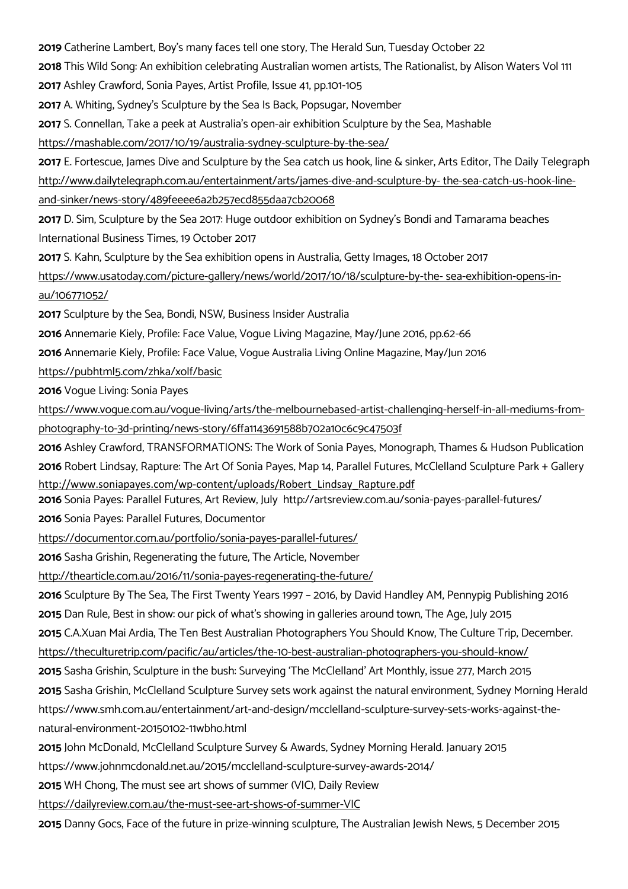**2019** Catherine Lambert, Boy's many faces tell one story, The Herald Sun, Tuesday October 22

**2018** This Wild Song: An exhibition celebrating Australian women artists, The Rationalist, by Alison Waters Vol 111

**2017** Ashley Crawford, Sonia Payes, Artist Profile, Issue 41, pp.101-105

**2017** A. Whiting, Sydney's Sculpture by the Sea Is Back, Popsugar, November

**2017** S. Connellan, Take a peek at Australia's open-air exhibition Sculpture by the Sea, Mashable https://mashable.com/2017/10/19/australia-sydney-sculpture-by-the-sea/

**2017** E. Fortescue, James Dive and Sculpture by the Sea catch us hook, line & sinker, Arts Editor, The Daily Telegraph http://www.dailytelegraph.com.au/entertainment/arts/james-dive-and-sculpture-by- the-sea-catch-us-hook-line-and-sinker/news-story/489feeee6a2b257ecd855daa7cb20068

**2017** D. Sim, Sculpture by the Sea 2017: Huge outdoor exhibition on Sydney's Bondi and Tamarama beaches International Business Times, 19 October 2017

**2017** S. Kahn, Sculpture by the Sea exhibition opens in Australia, Getty Images, 18 October 2017 https://www.usatoday.com/picture-gallery/news/world/2017/10/18/sculpture-by-the- sea-exhibition-opens-in-au/106771052/

**2017** Sculpture by the Sea, Bondi, NSW, Business Insider Australia

**2016** Annemarie Kiely, Profile: Face Value, Vogue Living Magazine, May/June 2016, pp.62-66

**2016** Annemarie Kiely, Profile: Face Value, Vogue Australia Living Online Magazine, May/Jun 2016 https://pubhtml5.com/zhka/xolf/basic

**2016** Vogue Living: Sonia Payes https://www.vogue.com.au/vogue-living/arts/the-melbournebased-artist-challenging-herself-in-all-mediums-from-photography-to-3d-printing/news-story/6ffa1143691588b702a10c6c9c47503f

**2016** Ashley Crawford, TRANSFORMATIONS: The Work of Sonia Payes, Monograph, Thames & Hudson Publication

**2016** Robert Lindsay, Rapture: The Art Of Sonia Payes, Map 14, Parallel Futures, McClelland Sculpture Park + Gallery http://www.soniapayes.com/wp-content/uploads/Robert_Lindsay_Rapture.pdf

**2016** Sonia Payes: Parallel Futures, Art Review, July http://artsreview.com.au/sonia-payes-parallel-futures/

**2016** Sonia Payes: Parallel Futures, Documentor https://documentor.com.au/portfolio/sonia-payes-parallel-futures/

**2016** Sasha Grishin, Regenerating the future, The Article, November http://thearticle.com.au/2016/11/sonia-payes-regenerating-the-future/

**2016** Sculpture By The Sea, The First Twenty Years 1997 – 2016, by David Handley AM, Pennypig Publishing 2016

**2015** Dan Rule, Best in show: our pick of what's showing in galleries around town, The Age, July 2015

**2015** C.A.Xuan Mai Ardia, The Ten Best Australian Photographers You Should Know, The Culture Trip, December. https://theculturetrip.com/pacific/au/articles/the-10-best-australian-photographers-you-should-know/

**2015** Sasha Grishin, Sculpture in the bush: Surveying 'The McClelland' Art Monthly, issue 277, March 2015

**2015** Sasha Grishin, McClelland Sculpture Survey sets work against the natural environment, Sydney Morning Herald https://www.smh.com.au/entertainment/art-and-design/mcclelland-sculpture-survey-sets-works-against-the-natural-environment-20150102-11wbho.html

**2015** John McDonald, McClelland Sculpture Survey & Awards, Sydney Morning Herald. January 2015 https://www.johnmcdonald.net.au/2015/mcclelland-sculpture-survey-awards-2014/

**2015** WH Chong, The must see art shows of summer (VIC), Daily Review https://dailyreview.com.au/the-must-see-art-shows-of-summer-VIC

**2015** Danny Gocs, Face of the future in prize-winning sculpture, The Australian Jewish News, 5 December 2015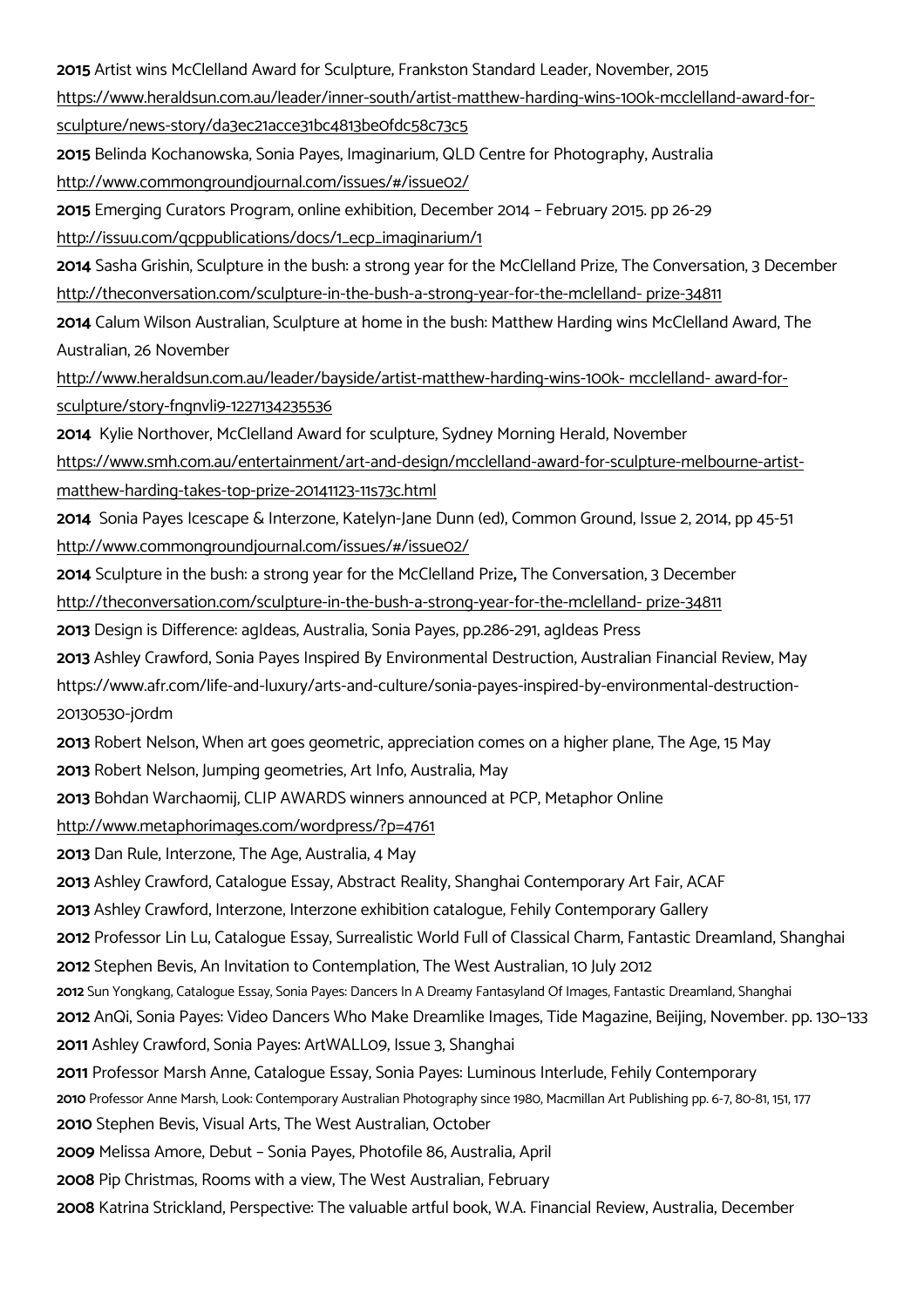**2015** Artist wins McClelland Award for Sculpture, Frankston Standard Leader, November, 2015
https://www.heraldsun.com.au/leader/inner-south/artist-matthew-harding-wins-100k-mcclelland-award-for-sculpture/news-story/da3ec21acce31bc4813be0fdc58c73c5

**2015** Belinda Kochanowska, Sonia Payes, Imaginarium, QLD Centre for Photography, Australia
http://www.commongroundjournal.com/issues/#/issue02/

**2015** Emerging Curators Program, online exhibition, December 2014 – February 2015. pp 26-29
http://issuu.com/qcppublications/docs/1_ecp_imaginarium/1

**2014** Sasha Grishin, Sculpture in the bush: a strong year for the McClelland Prize, The Conversation, 3 December
http://theconversation.com/sculpture-in-the-bush-a-strong-year-for-the-mclelland- prize-34811

**2014** Calum Wilson Australian, Sculpture at home in the bush: Matthew Harding wins McClelland Award, The Australian, 26 November
http://www.heraldsun.com.au/leader/bayside/artist-matthew-harding-wins-100k- mcclelland- award-for-sculpture/story-fngnvli9-1227134235536

**2014** Kylie Northover, McClelland Award for sculpture, Sydney Morning Herald, November
https://www.smh.com.au/entertainment/art-and-design/mcclelland-award-for-sculpture-melbourne-artist-matthew-harding-takes-top-prize-20141123-11s73c.html

**2014** Sonia Payes Icescape & Interzone, Katelyn-Jane Dunn (ed), Common Ground, Issue 2, 2014, pp 45-51
http://www.commongroundjournal.com/issues/#/issue02/

**2014** Sculpture in the bush: a strong year for the McClelland Prize**,** The Conversation, 3 December
http://theconversation.com/sculpture-in-the-bush-a-strong-year-for-the-mclelland- prize-34811

**2013** Design is Difference: agIdeas, Australia, Sonia Payes, pp.286-291, agIdeas Press

**2013** Ashley Crawford, Sonia Payes Inspired By Environmental Destruction, Australian Financial Review, May
https://www.afr.com/life-and-luxury/arts-and-culture/sonia-payes-inspired-by-environmental-destruction-20130530-j0rdm

**2013** Robert Nelson, When art goes geometric, appreciation comes on a higher plane, The Age, 15 May

**2013** Robert Nelson, Jumping geometries, Art Info, Australia, May

**2013** Bohdan Warchaomij, CLIP AWARDS winners announced at PCP, Metaphor Online
http://www.metaphorimages.com/wordpress/?p=4761

**2013** Dan Rule, Interzone, The Age, Australia, 4 May

**2013** Ashley Crawford, Catalogue Essay, Abstract Reality, Shanghai Contemporary Art Fair, ACAF

**2013** Ashley Crawford, Interzone, Interzone exhibition catalogue, Fehily Contemporary Gallery

**2012** Professor Lin Lu, Catalogue Essay, Surrealistic World Full of Classical Charm, Fantastic Dreamland, Shanghai

**2012** Stephen Bevis, An Invitation to Contemplation, The West Australian, 10 July 2012

**2012** Sun Yongkang, Catalogue Essay, Sonia Payes: Dancers In A Dreamy Fantasyland Of Images, Fantastic Dreamland, Shanghai

**2012** AnQi, Sonia Payes: Video Dancers Who Make Dreamlike Images, Tide Magazine, Beijing, November. pp. 130–133

**2011** Ashley Crawford, Sonia Payes: ArtWALL09, Issue 3, Shanghai

**2011** Professor Marsh Anne, Catalogue Essay, Sonia Payes: Luminous Interlude, Fehily Contemporary

**2010** Professor Anne Marsh, Look: Contemporary Australian Photography since 1980, Macmillan Art Publishing pp. 6-7, 80-81, 151, 177

**2010** Stephen Bevis, Visual Arts, The West Australian, October

**2009** Melissa Amore, Debut – Sonia Payes, Photofile 86, Australia, April

**2008** Pip Christmas, Rooms with a view, The West Australian, February

**2008** Katrina Strickland, Perspective: The valuable artful book, W.A. Financial Review, Australia, December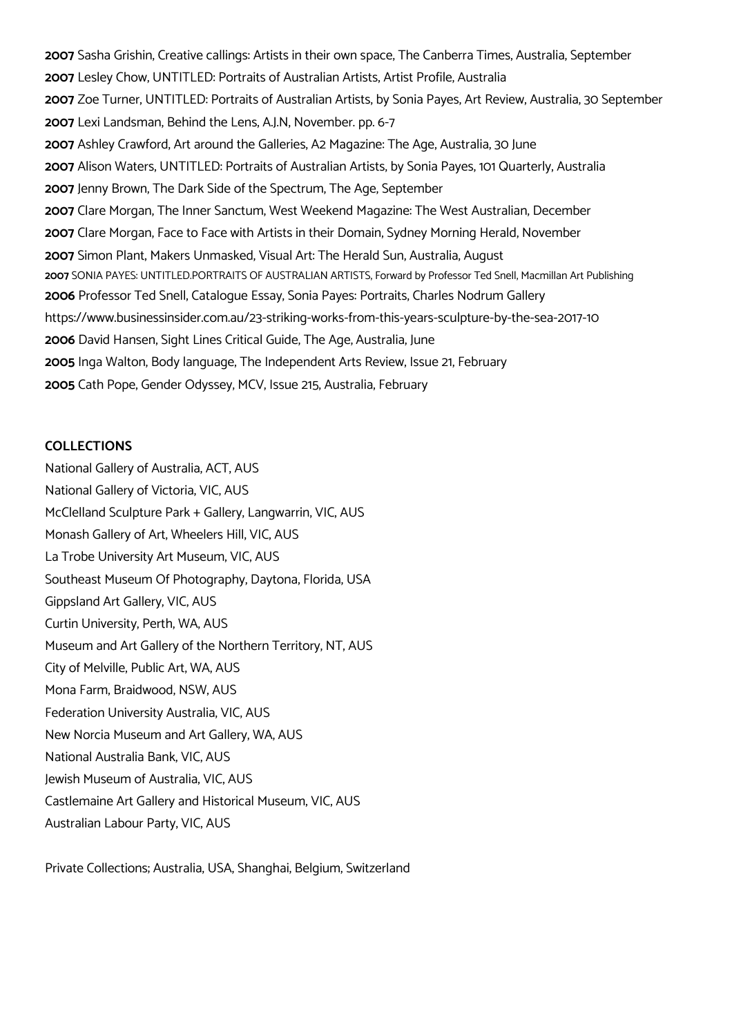**2007** Sasha Grishin, Creative callings: Artists in their own space, The Canberra Times, Australia, September
**2007** Lesley Chow, UNTITLED: Portraits of Australian Artists, Artist Profile, Australia
**2007** Zoe Turner, UNTITLED: Portraits of Australian Artists, by Sonia Payes, Art Review, Australia, 30 September
**2007** Lexi Landsman, Behind the Lens, A.J.N, November. pp. 6-7
**2007** Ashley Crawford, Art around the Galleries, A2 Magazine: The Age, Australia, 30 June
**2007** Alison Waters, UNTITLED: Portraits of Australian Artists, by Sonia Payes, 101 Quarterly, Australia
**2007** Jenny Brown, The Dark Side of the Spectrum, The Age, September
**2007** Clare Morgan, The Inner Sanctum, West Weekend Magazine: The West Australian, December
**2007** Clare Morgan, Face to Face with Artists in their Domain, Sydney Morning Herald, November
**2007** Simon Plant, Makers Unmasked, Visual Art: The Herald Sun, Australia, August
**2007** SONIA PAYES: UNTITLED.PORTRAITS OF AUSTRALIAN ARTISTS, Forward by Professor Ted Snell, Macmillan Art Publishing
**2006** Professor Ted Snell, Catalogue Essay, Sonia Payes: Portraits, Charles Nodrum Gallery
https://www.businessinsider.com.au/23-striking-works-from-this-years-sculpture-by-the-sea-2017-10
**2006** David Hansen, Sight Lines Critical Guide, The Age, Australia, June
**2005** Inga Walton, Body language, The Independent Arts Review, Issue 21, February
**2005** Cath Pope, Gender Odyssey, MCV, Issue 215, Australia, February

**COLLECTIONS**

National Gallery of Australia, ACT, AUS
National Gallery of Victoria, VIC, AUS
McClelland Sculpture Park + Gallery, Langwarrin, VIC, AUS
Monash Gallery of Art, Wheelers Hill, VIC, AUS
La Trobe University Art Museum, VIC, AUS
Southeast Museum Of Photography, Daytona, Florida, USA
Gippsland Art Gallery, VIC, AUS
Curtin University, Perth, WA, AUS
Museum and Art Gallery of the Northern Territory, NT, AUS
City of Melville, Public Art, WA, AUS
Mona Farm, Braidwood, NSW, AUS
Federation University Australia, VIC, AUS
New Norcia Museum and Art Gallery, WA, AUS
National Australia Bank, VIC, AUS
Jewish Museum of Australia, VIC, AUS
Castlemaine Art Gallery and Historical Museum, VIC, AUS
Australian Labour Party, VIC, AUS

Private Collections; Australia, USA, Shanghai, Belgium, Switzerland